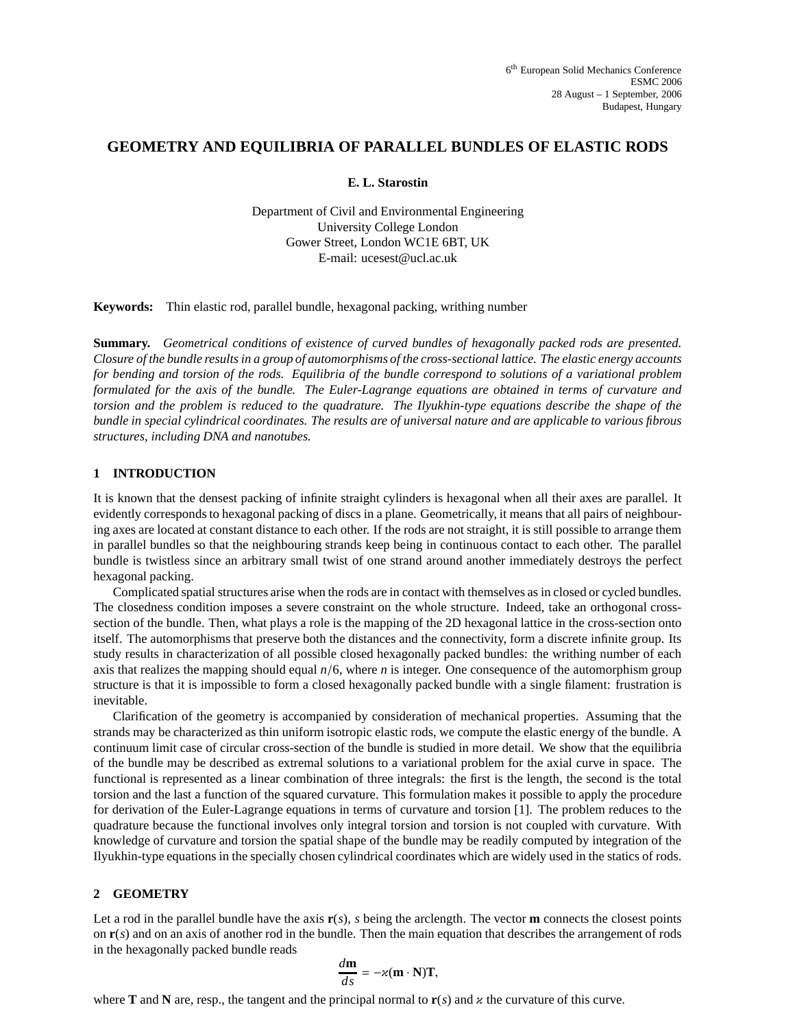6th European Solid Mechanics Conference
ESMC 2006
28 August – 1 September, 2006
Budapest, Hungary

# GEOMETRY AND EQUILIBRIA OF PARALLEL BUNDLES OF ELASTIC RODS

**E. L. Starostin**

Department of Civil and Environmental Engineering
University College London
Gower Street, London WC1E 6BT, UK
E-mail: ucesest@ucl.ac.uk

**Keywords:** Thin elastic rod, parallel bundle, hexagonal packing, writhing number

**Summary.** *Geometrical conditions of existence of curved bundles of hexagonally packed rods are presented. Closure of the bundle results in a group of automorphisms of the cross-sectional lattice. The elastic energy accounts for bending and torsion of the rods. Equilibria of the bundle correspond to solutions of a variational problem formulated for the axis of the bundle. The Euler-Lagrange equations are obtained in terms of curvature and torsion and the problem is reduced to the quadrature. The Ilyukhin-type equations describe the shape of the bundle in special cylindrical coordinates. The results are of universal nature and are applicable to various fibrous structures, including DNA and nanotubes.*

## 1 INTRODUCTION

It is known that the densest packing of infinite straight cylinders is hexagonal when all their axes are parallel. It evidently corresponds to hexagonal packing of discs in a plane. Geometrically, it means that all pairs of neighbouring axes are located at constant distance to each other. If the rods are not straight, it is still possible to arrange them in parallel bundles so that the neighbouring strands keep being in continuous contact to each other. The parallel bundle is twistless since an arbitrary small twist of one strand around another immediately destroys the perfect hexagonal packing.

Complicated spatial structures arise when the rods are in contact with themselves as in closed or cycled bundles. The closedness condition imposes a severe constraint on the whole structure. Indeed, take an orthogonal cross-section of the bundle. Then, what plays a role is the mapping of the 2D hexagonal lattice in the cross-section onto itself. The automorphisms that preserve both the distances and the connectivity, form a discrete infinite group. Its study results in characterization of all possible closed hexagonally packed bundles: the writhing number of each axis that realizes the mapping should equal $n/6$, where $n$ is integer. One consequence of the automorphism group structure is that it is impossible to form a closed hexagonally packed bundle with a single filament: frustration is inevitable.

Clarification of the geometry is accompanied by consideration of mechanical properties. Assuming that the strands may be characterized as thin uniform isotropic elastic rods, we compute the elastic energy of the bundle. A continuum limit case of circular cross-section of the bundle is studied in more detail. We show that the equilibria of the bundle may be described as extremal solutions to a variational problem for the axial curve in space. The functional is represented as a linear combination of three integrals: the first is the length, the second is the total torsion and the last a function of the squared curvature. This formulation makes it possible to apply the procedure for derivation of the Euler-Lagrange equations in terms of curvature and torsion [1]. The problem reduces to the quadrature because the functional involves only integral torsion and torsion is not coupled with curvature. With knowledge of curvature and torsion the spatial shape of the bundle may be readily computed by integration of the Ilyukhin-type equations in the specially chosen cylindrical coordinates which are widely used in the statics of rods.

## 2 GEOMETRY

Let a rod in the parallel bundle have the axis $\mathbf{r}(s)$, $s$ being the arclength. The vector $\mathbf{m}$ connects the closest points on $\mathbf{r}(s)$ and on an axis of another rod in the bundle. Then the main equation that describes the arrangement of rods in the hexagonally packed bundle reads

$$\frac{d\mathbf{m}}{ds} = -\varkappa(\mathbf{m} \cdot \mathbf{N})\mathbf{T},$$

where $\mathbf{T}$ and $\mathbf{N}$ are, resp., the tangent and the principal normal to $\mathbf{r}(s)$ and $\varkappa$ the curvature of this curve.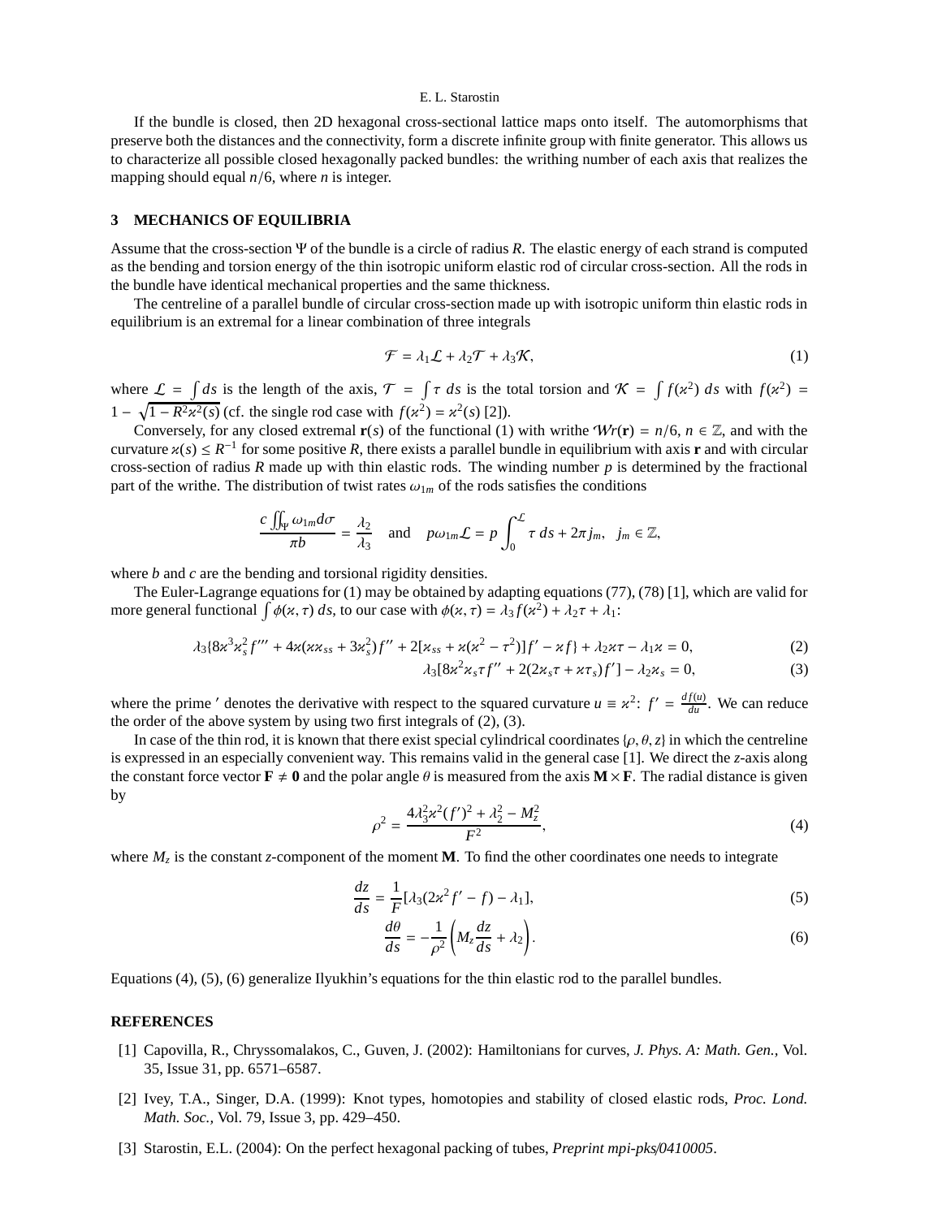If the bundle is closed, then 2D hexagonal cross-sectional lattice maps onto itself. The automorphisms that preserve both the distances and the connectivity, form a discrete infinite group with finite generator. This allows us to characterize all possible closed hexagonally packed bundles: the writhing number of each axis that realizes the mapping should equal $n/6$, where $n$ is integer.

## 3 MECHANICS OF EQUILIBRIA

Assume that the cross-section $\Psi$ of the bundle is a circle of radius $R$. The elastic energy of each strand is computed as the bending and torsion energy of the thin isotropic uniform elastic rod of circular cross-section. All the rods in the bundle have identical mechanical properties and the same thickness.

The centreline of a parallel bundle of circular cross-section made up with isotropic uniform thin elastic rods in equilibrium is an extremal for a linear combination of three integrals

$$\mathcal{F} = \lambda_1 \mathcal{L} + \lambda_2 \mathcal{T} + \lambda_3 \mathcal{K}, \tag{1}$$

where $\mathcal{L} = \int ds$ is the length of the axis, $\mathcal{T} = \int \tau \, ds$ is the total torsion and $\mathcal{K} = \int f(\varkappa^2) \, ds$ with $f(\varkappa^2) = 1 - \sqrt{1 - R^2 \varkappa^2(s)}$ (cf. the single rod case with $f(\varkappa^2) = \varkappa^2(s)$ [2]).

Conversely, for any closed extremal $\mathbf{r}(s)$ of the functional (1) with writhe $\mathcal{W}r(\mathbf{r}) = n/6$, $n \in \mathbb{Z}$, and with the curvature $\varkappa(s) \leq R^{-1}$ for some positive $R$, there exists a parallel bundle in equilibrium with axis $\mathbf{r}$ and with circular cross-section of radius $R$ made up with thin elastic rods. The winding number $p$ is determined by the fractional part of the writhe. The distribution of twist rates $\omega_{1m}$ of the rods satisfies the conditions

$$\frac{c \iint_\Psi \omega_{1m} d\sigma}{\pi b} = \frac{\lambda_2}{\lambda_3} \quad \text{and} \quad p \omega_{1m} \mathcal{L} = p \int_0^{\mathcal{L}} \tau \, ds + 2\pi j_m, \quad j_m \in \mathbb{Z},$$

where $b$ and $c$ are the bending and torsional rigidity densities.

The Euler-Lagrange equations for (1) may be obtained by adapting equations (77), (78) [1], which are valid for more general functional $\int \phi(\varkappa, \tau) \, ds$, to our case with $\phi(\varkappa, \tau) = \lambda_3 f(\varkappa^2) + \lambda_2 \tau + \lambda_1$:

$$\lambda_3 \{ 8\varkappa^3 \varkappa_s^2 f''' + 4\varkappa(\varkappa \varkappa_{ss} + 3\varkappa_s^2) f'' + 2[\varkappa_{ss} + \varkappa(\varkappa^2 - \tau^2)] f' - \varkappa f \} + \lambda_2 \varkappa \tau - \lambda_1 \varkappa = 0, \tag{2}$$

$$\lambda_3 [8\varkappa^2 \varkappa_s \tau f'' + 2(2\varkappa_s \tau + \varkappa \tau_s) f'] - \lambda_2 \varkappa_s = 0, \tag{3}$$

where the prime $'$ denotes the derivative with respect to the squared curvature $u \equiv \varkappa^2$: $f' = \frac{df(u)}{du}$. We can reduce the order of the above system by using two first integrals of (2), (3).

In case of the thin rod, it is known that there exist special cylindrical coordinates $\{\rho, \theta, z\}$ in which the centreline is expressed in an especially convenient way. This remains valid in the general case [1]. We direct the $z$-axis along the constant force vector $\mathbf{F} \neq \mathbf{0}$ and the polar angle $\theta$ is measured from the axis $\mathbf{M} \times \mathbf{F}$. The radial distance is given by

$$\rho^2 = \frac{4\lambda_3^2 \varkappa^2 (f')^2 + \lambda_2^2 - M_z^2}{F^2}, \tag{4}$$

where $M_z$ is the constant $z$-component of the moment $\mathbf{M}$. To find the other coordinates one needs to integrate

$$\frac{dz}{ds} = \frac{1}{F} [\lambda_3 (2\varkappa^2 f' - f) - \lambda_1], \tag{5}$$

$$\frac{d\theta}{ds} = -\frac{1}{\rho^2} \left( M_z \frac{dz}{ds} + \lambda_2 \right). \tag{6}$$

Equations (4), (5), (6) generalize Ilyukhin's equations for the thin elastic rod to the parallel bundles.

## REFERENCES

[1] Capovilla, R., Chryssomalakos, C., Guven, J. (2002): Hamiltonians for curves, *J. Phys. A: Math. Gen.*, Vol. 35, Issue 31, pp. 6571–6587.

[2] Ivey, T.A., Singer, D.A. (1999): Knot types, homotopies and stability of closed elastic rods, *Proc. Lond. Math. Soc.*, Vol. 79, Issue 3, pp. 429–450.

[3] Starostin, E.L. (2004): On the perfect hexagonal packing of tubes, *Preprint mpi-pks/0410005*.